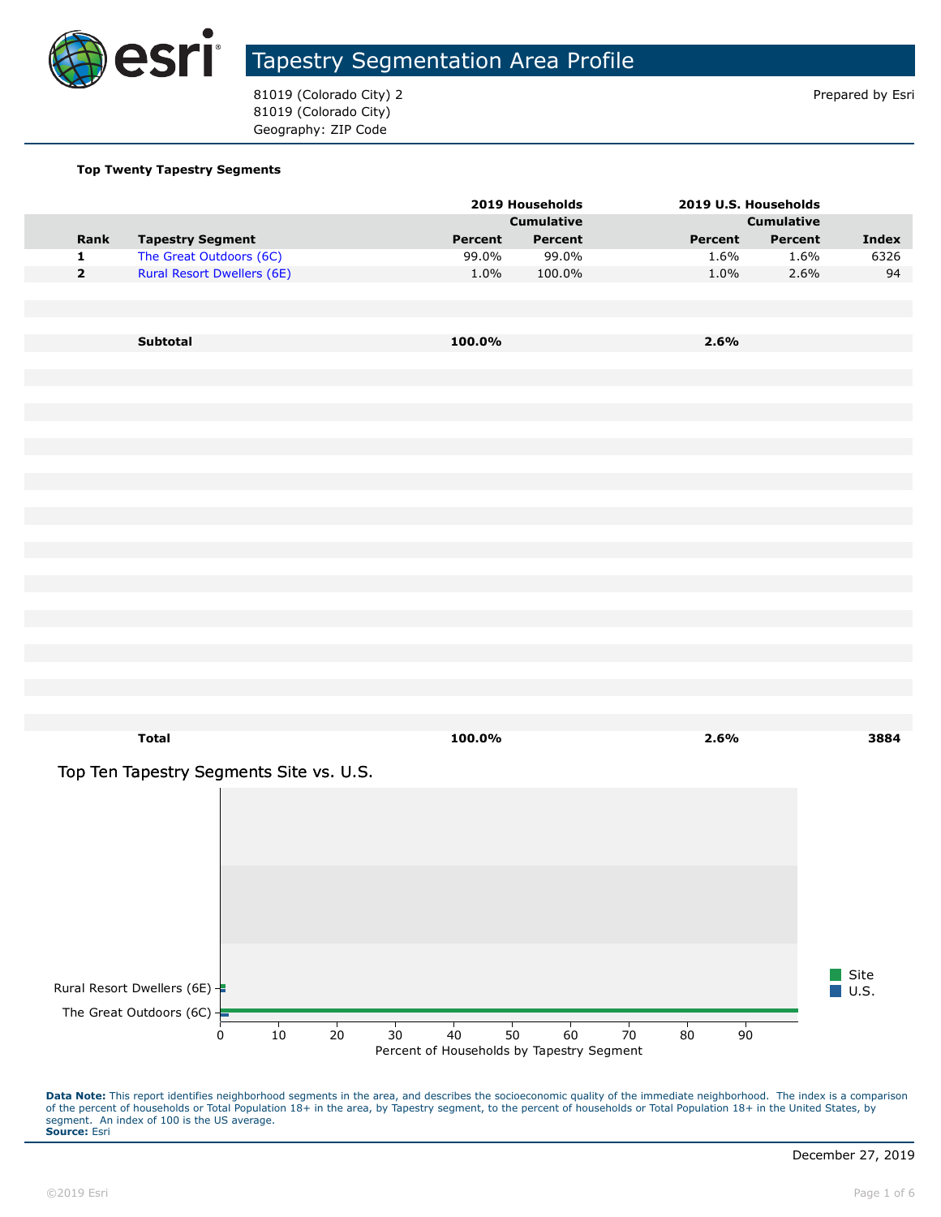# Tapestry Segmentation Area Profile

81019 (Colorado City) 2
81019 (Colorado City)
Geography: ZIP Code

Prepared by Esri

**Top Twenty Tapestry Segments**

| | | 2019 Households | | 2019 U.S. Households | | |
|---|---|---|---|---|---|---|
| | | | Cumulative | | Cumulative | |
| **Rank** | **Tapestry Segment** | **Percent** | **Percent** | **Percent** | **Percent** | **Index** |
| 1 | The Great Outdoors (6C) | 99.0% | 99.0% | 1.6% | 1.6% | 6326 |
| 2 | Rural Resort Dwellers (6E) | 1.0% | 100.0% | 1.0% | 2.6% | 94 |
| | **Subtotal** | **100.0%** | | **2.6%** | | |
| | **Total** | **100.0%** | | **2.6%** | | **3884** |

## Top Ten Tapestry Segments Site vs. U.S.

| Tapestry Segment | Site | U.S. |
|---|---|---|
| Rural Resort Dwellers (6E) | 1.0 | 1.0 |
| The Great Outdoors (6C) | 99.0 | 1.6 |

Percent of Households by Tapestry Segment

**Data Note:** This report identifies neighborhood segments in the area, and describes the socioeconomic quality of the immediate neighborhood. The index is a comparison of the percent of households or Total Population 18+ in the area, by Tapestry segment, to the percent of households or Total Population 18+ in the United States, by segment. An index of 100 is the US average.
**Source:** Esri

December 27, 2019

©2019 Esri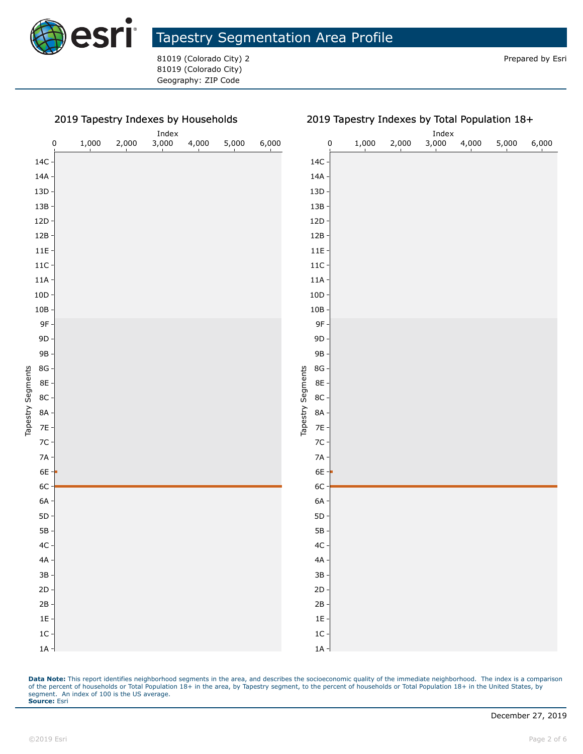# Tapestry Segmentation Area Profile

81019 (Colorado City) 2
81019 (Colorado City)
Geography: ZIP Code

Prepared by Esri

## 2019 Tapestry Indexes by Households

## 2019 Tapestry Indexes by Total Population 18+

**Data Note:** This report identifies neighborhood segments in the area, and describes the socioeconomic quality of the immediate neighborhood. The index is a comparison of the percent of households or Total Population 18+ in the area, by Tapestry segment, to the percent of households or Total Population 18+ in the United States, by segment. An index of 100 is the US average.
**Source:** Esri

December 27, 2019

©2019 Esri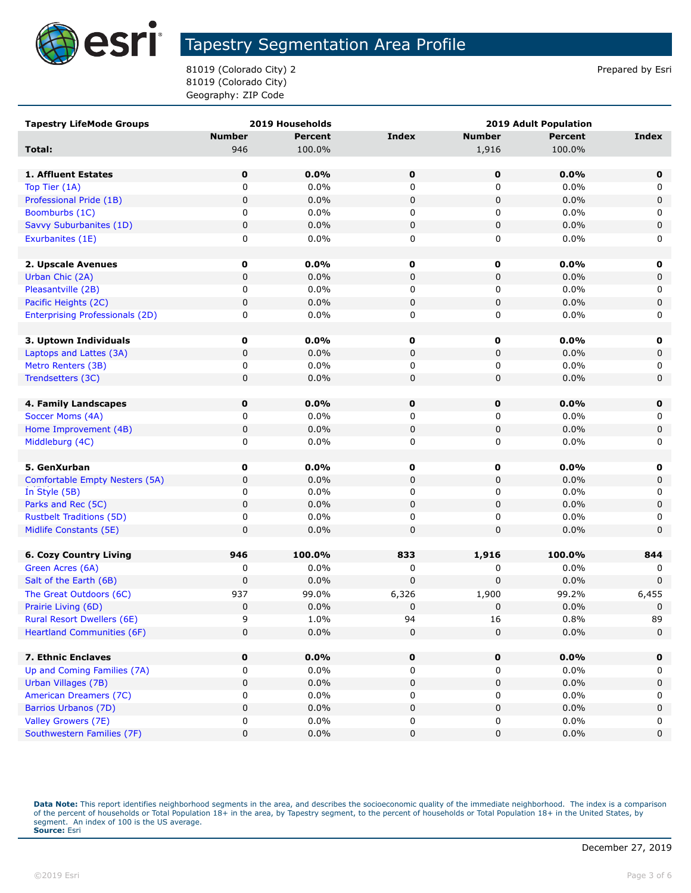# Tapestry Segmentation Area Profile

81019 (Colorado City) 2
81019 (Colorado City)
Geography: ZIP Code

Prepared by Esri

| Tapestry LifeMode Groups | 2019 Households | | | 2019 Adult Population | | |
|---|---|---|---|---|---|---|
| | Number | Percent | Index | Number | Percent | Index |
| **Total:** | 946 | 100.0% | | 1,916 | 100.0% | |
| | | | | | | |
| **1. Affluent Estates** | **0** | **0.0%** | **0** | **0** | **0.0%** | **0** |
| Top Tier (1A) | 0 | 0.0% | 0 | 0 | 0.0% | 0 |
| Professional Pride (1B) | 0 | 0.0% | 0 | 0 | 0.0% | 0 |
| Boomburbs (1C) | 0 | 0.0% | 0 | 0 | 0.0% | 0 |
| Savvy Suburbanites (1D) | 0 | 0.0% | 0 | 0 | 0.0% | 0 |
| Exurbanites (1E) | 0 | 0.0% | 0 | 0 | 0.0% | 0 |
| | | | | | | |
| **2. Upscale Avenues** | **0** | **0.0%** | **0** | **0** | **0.0%** | **0** |
| Urban Chic (2A) | 0 | 0.0% | 0 | 0 | 0.0% | 0 |
| Pleasantville (2B) | 0 | 0.0% | 0 | 0 | 0.0% | 0 |
| Pacific Heights (2C) | 0 | 0.0% | 0 | 0 | 0.0% | 0 |
| Enterprising Professionals (2D) | 0 | 0.0% | 0 | 0 | 0.0% | 0 |
| | | | | | | |
| **3. Uptown Individuals** | **0** | **0.0%** | **0** | **0** | **0.0%** | **0** |
| Laptops and Lattes (3A) | 0 | 0.0% | 0 | 0 | 0.0% | 0 |
| Metro Renters (3B) | 0 | 0.0% | 0 | 0 | 0.0% | 0 |
| Trendsetters (3C) | 0 | 0.0% | 0 | 0 | 0.0% | 0 |
| | | | | | | |
| **4. Family Landscapes** | **0** | **0.0%** | **0** | **0** | **0.0%** | **0** |
| Soccer Moms (4A) | 0 | 0.0% | 0 | 0 | 0.0% | 0 |
| Home Improvement (4B) | 0 | 0.0% | 0 | 0 | 0.0% | 0 |
| Middleburg (4C) | 0 | 0.0% | 0 | 0 | 0.0% | 0 |
| | | | | | | |
| **5. GenXurban** | **0** | **0.0%** | **0** | **0** | **0.0%** | **0** |
| Comfortable Empty Nesters (5A) | 0 | 0.0% | 0 | 0 | 0.0% | 0 |
| In Style (5B) | 0 | 0.0% | 0 | 0 | 0.0% | 0 |
| Parks and Rec (5C) | 0 | 0.0% | 0 | 0 | 0.0% | 0 |
| Rustbelt Traditions (5D) | 0 | 0.0% | 0 | 0 | 0.0% | 0 |
| Midlife Constants (5E) | 0 | 0.0% | 0 | 0 | 0.0% | 0 |
| | | | | | | |
| **6. Cozy Country Living** | **946** | **100.0%** | **833** | **1,916** | **100.0%** | **844** |
| Green Acres (6A) | 0 | 0.0% | 0 | 0 | 0.0% | 0 |
| Salt of the Earth (6B) | 0 | 0.0% | 0 | 0 | 0.0% | 0 |
| The Great Outdoors (6C) | 937 | 99.0% | 6,326 | 1,900 | 99.2% | 6,455 |
| Prairie Living (6D) | 0 | 0.0% | 0 | 0 | 0.0% | 0 |
| Rural Resort Dwellers (6E) | 9 | 1.0% | 94 | 16 | 0.8% | 89 |
| Heartland Communities (6F) | 0 | 0.0% | 0 | 0 | 0.0% | 0 |
| | | | | | | |
| **7. Ethnic Enclaves** | **0** | **0.0%** | **0** | **0** | **0.0%** | **0** |
| Up and Coming Families (7A) | 0 | 0.0% | 0 | 0 | 0.0% | 0 |
| Urban Villages (7B) | 0 | 0.0% | 0 | 0 | 0.0% | 0 |
| American Dreamers (7C) | 0 | 0.0% | 0 | 0 | 0.0% | 0 |
| Barrios Urbanos (7D) | 0 | 0.0% | 0 | 0 | 0.0% | 0 |
| Valley Growers (7E) | 0 | 0.0% | 0 | 0 | 0.0% | 0 |
| Southwestern Families (7F) | 0 | 0.0% | 0 | 0 | 0.0% | 0 |

**Data Note:** This report identifies neighborhood segments in the area, and describes the socioeconomic quality of the immediate neighborhood. The index is a comparison of the percent of households or Total Population 18+ in the area, by Tapestry segment, to the percent of households or Total Population 18+ in the United States, by segment. An index of 100 is the US average.
**Source:** Esri

December 27, 2019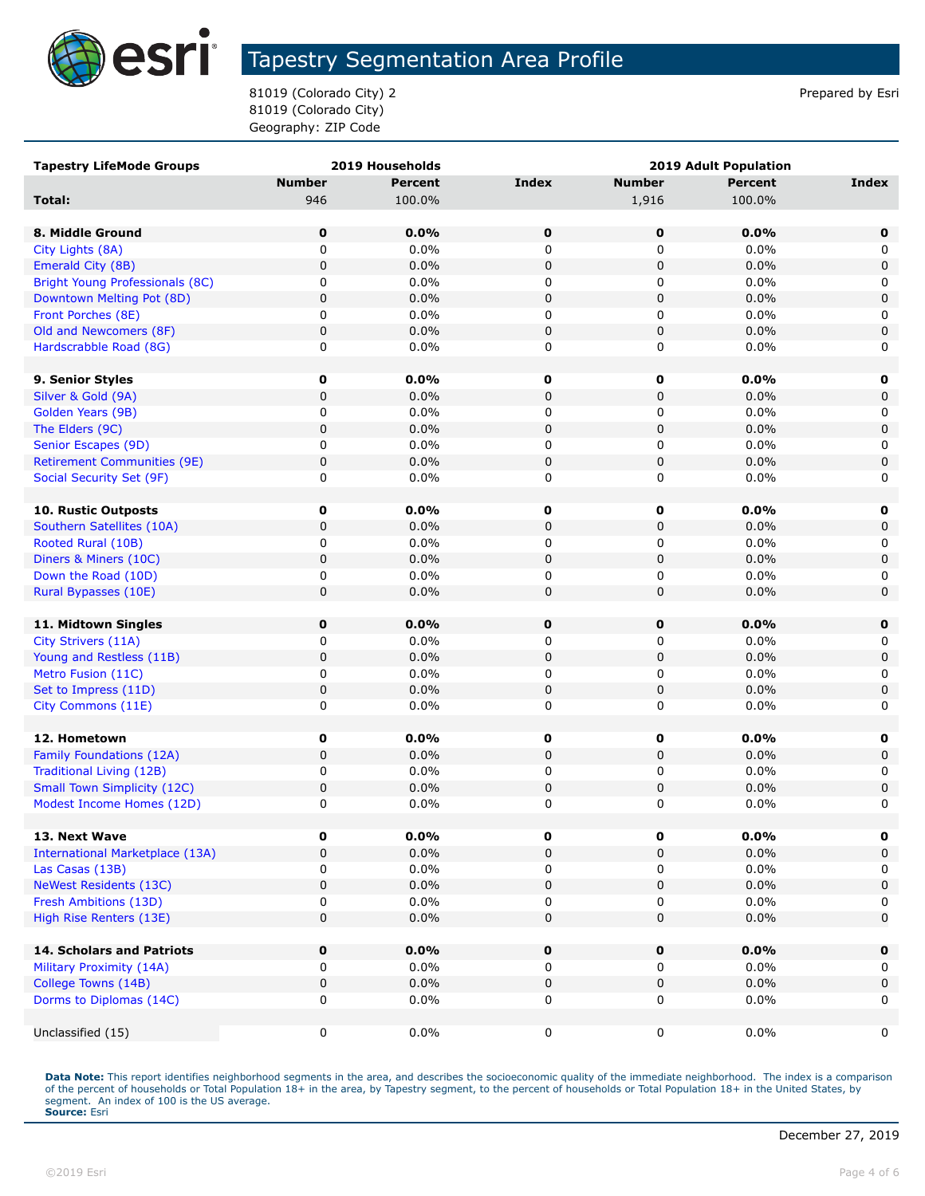# Tapestry Segmentation Area Profile

81019 (Colorado City) 2
81019 (Colorado City)
Geography: ZIP Code

Prepared by Esri

| Tapestry LifeMode Groups | 2019 Households | | | 2019 Adult Population | | |
|---|---|---|---|---|---|---|
| | Number | Percent | Index | Number | Percent | Index |
| **Total:** | 946 | 100.0% | | 1,916 | 100.0% | |
| | | | | | | |
| **8. Middle Ground** | **0** | **0.0%** | **0** | **0** | **0.0%** | **0** |
| City Lights (8A) | 0 | 0.0% | 0 | 0 | 0.0% | 0 |
| Emerald City (8B) | 0 | 0.0% | 0 | 0 | 0.0% | 0 |
| Bright Young Professionals (8C) | 0 | 0.0% | 0 | 0 | 0.0% | 0 |
| Downtown Melting Pot (8D) | 0 | 0.0% | 0 | 0 | 0.0% | 0 |
| Front Porches (8E) | 0 | 0.0% | 0 | 0 | 0.0% | 0 |
| Old and Newcomers (8F) | 0 | 0.0% | 0 | 0 | 0.0% | 0 |
| Hardscrabble Road (8G) | 0 | 0.0% | 0 | 0 | 0.0% | 0 |
| | | | | | | |
| **9. Senior Styles** | **0** | **0.0%** | **0** | **0** | **0.0%** | **0** |
| Silver & Gold (9A) | 0 | 0.0% | 0 | 0 | 0.0% | 0 |
| Golden Years (9B) | 0 | 0.0% | 0 | 0 | 0.0% | 0 |
| The Elders (9C) | 0 | 0.0% | 0 | 0 | 0.0% | 0 |
| Senior Escapes (9D) | 0 | 0.0% | 0 | 0 | 0.0% | 0 |
| Retirement Communities (9E) | 0 | 0.0% | 0 | 0 | 0.0% | 0 |
| Social Security Set (9F) | 0 | 0.0% | 0 | 0 | 0.0% | 0 |
| | | | | | | |
| **10. Rustic Outposts** | **0** | **0.0%** | **0** | **0** | **0.0%** | **0** |
| Southern Satellites (10A) | 0 | 0.0% | 0 | 0 | 0.0% | 0 |
| Rooted Rural (10B) | 0 | 0.0% | 0 | 0 | 0.0% | 0 |
| Diners & Miners (10C) | 0 | 0.0% | 0 | 0 | 0.0% | 0 |
| Down the Road (10D) | 0 | 0.0% | 0 | 0 | 0.0% | 0 |
| Rural Bypasses (10E) | 0 | 0.0% | 0 | 0 | 0.0% | 0 |
| | | | | | | |
| **11. Midtown Singles** | **0** | **0.0%** | **0** | **0** | **0.0%** | **0** |
| City Strivers (11A) | 0 | 0.0% | 0 | 0 | 0.0% | 0 |
| Young and Restless (11B) | 0 | 0.0% | 0 | 0 | 0.0% | 0 |
| Metro Fusion (11C) | 0 | 0.0% | 0 | 0 | 0.0% | 0 |
| Set to Impress (11D) | 0 | 0.0% | 0 | 0 | 0.0% | 0 |
| City Commons (11E) | 0 | 0.0% | 0 | 0 | 0.0% | 0 |
| | | | | | | |
| **12. Hometown** | **0** | **0.0%** | **0** | **0** | **0.0%** | **0** |
| Family Foundations (12A) | 0 | 0.0% | 0 | 0 | 0.0% | 0 |
| Traditional Living (12B) | 0 | 0.0% | 0 | 0 | 0.0% | 0 |
| Small Town Simplicity (12C) | 0 | 0.0% | 0 | 0 | 0.0% | 0 |
| Modest Income Homes (12D) | 0 | 0.0% | 0 | 0 | 0.0% | 0 |
| | | | | | | |
| **13. Next Wave** | **0** | **0.0%** | **0** | **0** | **0.0%** | **0** |
| International Marketplace (13A) | 0 | 0.0% | 0 | 0 | 0.0% | 0 |
| Las Casas (13B) | 0 | 0.0% | 0 | 0 | 0.0% | 0 |
| NeWest Residents (13C) | 0 | 0.0% | 0 | 0 | 0.0% | 0 |
| Fresh Ambitions (13D) | 0 | 0.0% | 0 | 0 | 0.0% | 0 |
| High Rise Renters (13E) | 0 | 0.0% | 0 | 0 | 0.0% | 0 |
| | | | | | | |
| **14. Scholars and Patriots** | **0** | **0.0%** | **0** | **0** | **0.0%** | **0** |
| Military Proximity (14A) | 0 | 0.0% | 0 | 0 | 0.0% | 0 |
| College Towns (14B) | 0 | 0.0% | 0 | 0 | 0.0% | 0 |
| Dorms to Diplomas (14C) | 0 | 0.0% | 0 | 0 | 0.0% | 0 |
| | | | | | | |
| Unclassified (15) | 0 | 0.0% | 0 | 0 | 0.0% | 0 |

**Data Note:** This report identifies neighborhood segments in the area, and describes the socioeconomic quality of the immediate neighborhood. The index is a comparison of the percent of households or Total Population 18+ in the area, by Tapestry segment, to the percent of households or Total Population 18+ in the United States, by segment. An index of 100 is the US average.
**Source:** Esri

December 27, 2019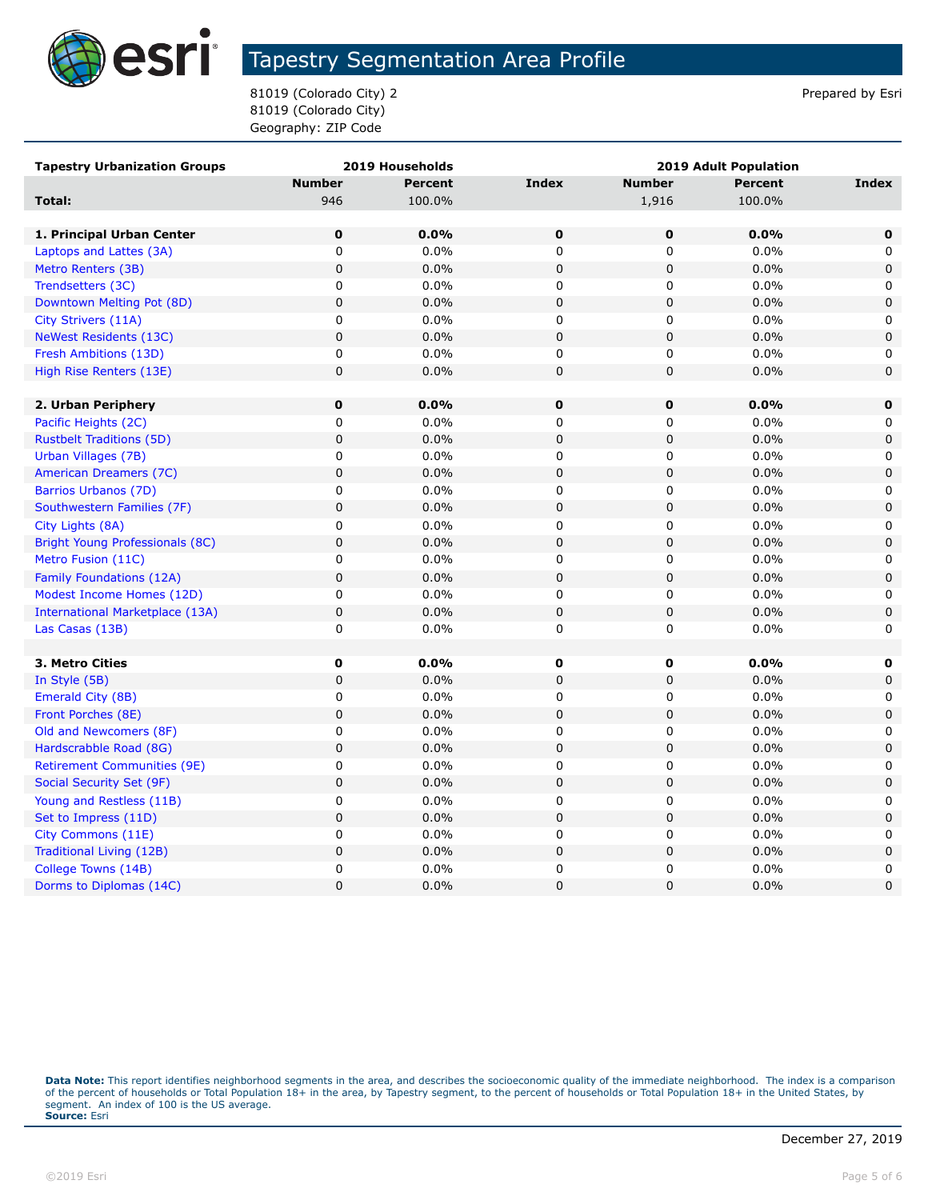# Tapestry Segmentation Area Profile

81019 (Colorado City) 2
81019 (Colorado City)
Geography: ZIP Code

Prepared by Esri

| Tapestry Urbanization Groups | 2019 Households | | | 2019 Adult Population | | |
|---|---|---|---|---|---|---|
| | Number | Percent | Index | Number | Percent | Index |
| **Total:** | 946 | 100.0% | | 1,916 | 100.0% | |
| | | | | | | |
| **1. Principal Urban Center** | **0** | **0.0%** | **0** | **0** | **0.0%** | **0** |
| Laptops and Lattes (3A) | 0 | 0.0% | 0 | 0 | 0.0% | 0 |
| Metro Renters (3B) | 0 | 0.0% | 0 | 0 | 0.0% | 0 |
| Trendsetters (3C) | 0 | 0.0% | 0 | 0 | 0.0% | 0 |
| Downtown Melting Pot (8D) | 0 | 0.0% | 0 | 0 | 0.0% | 0 |
| City Strivers (11A) | 0 | 0.0% | 0 | 0 | 0.0% | 0 |
| NeWest Residents (13C) | 0 | 0.0% | 0 | 0 | 0.0% | 0 |
| Fresh Ambitions (13D) | 0 | 0.0% | 0 | 0 | 0.0% | 0 |
| High Rise Renters (13E) | 0 | 0.0% | 0 | 0 | 0.0% | 0 |
| | | | | | | |
| **2. Urban Periphery** | **0** | **0.0%** | **0** | **0** | **0.0%** | **0** |
| Pacific Heights (2C) | 0 | 0.0% | 0 | 0 | 0.0% | 0 |
| Rustbelt Traditions (5D) | 0 | 0.0% | 0 | 0 | 0.0% | 0 |
| Urban Villages (7B) | 0 | 0.0% | 0 | 0 | 0.0% | 0 |
| American Dreamers (7C) | 0 | 0.0% | 0 | 0 | 0.0% | 0 |
| Barrios Urbanos (7D) | 0 | 0.0% | 0 | 0 | 0.0% | 0 |
| Southwestern Families (7F) | 0 | 0.0% | 0 | 0 | 0.0% | 0 |
| City Lights (8A) | 0 | 0.0% | 0 | 0 | 0.0% | 0 |
| Bright Young Professionals (8C) | 0 | 0.0% | 0 | 0 | 0.0% | 0 |
| Metro Fusion (11C) | 0 | 0.0% | 0 | 0 | 0.0% | 0 |
| Family Foundations (12A) | 0 | 0.0% | 0 | 0 | 0.0% | 0 |
| Modest Income Homes (12D) | 0 | 0.0% | 0 | 0 | 0.0% | 0 |
| International Marketplace (13A) | 0 | 0.0% | 0 | 0 | 0.0% | 0 |
| Las Casas (13B) | 0 | 0.0% | 0 | 0 | 0.0% | 0 |
| | | | | | | |
| **3. Metro Cities** | **0** | **0.0%** | **0** | **0** | **0.0%** | **0** |
| In Style (5B) | 0 | 0.0% | 0 | 0 | 0.0% | 0 |
| Emerald City (8B) | 0 | 0.0% | 0 | 0 | 0.0% | 0 |
| Front Porches (8E) | 0 | 0.0% | 0 | 0 | 0.0% | 0 |
| Old and Newcomers (8F) | 0 | 0.0% | 0 | 0 | 0.0% | 0 |
| Hardscrabble Road (8G) | 0 | 0.0% | 0 | 0 | 0.0% | 0 |
| Retirement Communities (9E) | 0 | 0.0% | 0 | 0 | 0.0% | 0 |
| Social Security Set (9F) | 0 | 0.0% | 0 | 0 | 0.0% | 0 |
| Young and Restless (11B) | 0 | 0.0% | 0 | 0 | 0.0% | 0 |
| Set to Impress (11D) | 0 | 0.0% | 0 | 0 | 0.0% | 0 |
| City Commons (11E) | 0 | 0.0% | 0 | 0 | 0.0% | 0 |
| Traditional Living (12B) | 0 | 0.0% | 0 | 0 | 0.0% | 0 |
| College Towns (14B) | 0 | 0.0% | 0 | 0 | 0.0% | 0 |
| Dorms to Diplomas (14C) | 0 | 0.0% | 0 | 0 | 0.0% | 0 |

**Data Note:** This report identifies neighborhood segments in the area, and describes the socioeconomic quality of the immediate neighborhood. The index is a comparison of the percent of households or Total Population 18+ in the area, by Tapestry segment, to the percent of households or Total Population 18+ in the United States, by segment. An index of 100 is the US average.
**Source:** Esri

December 27, 2019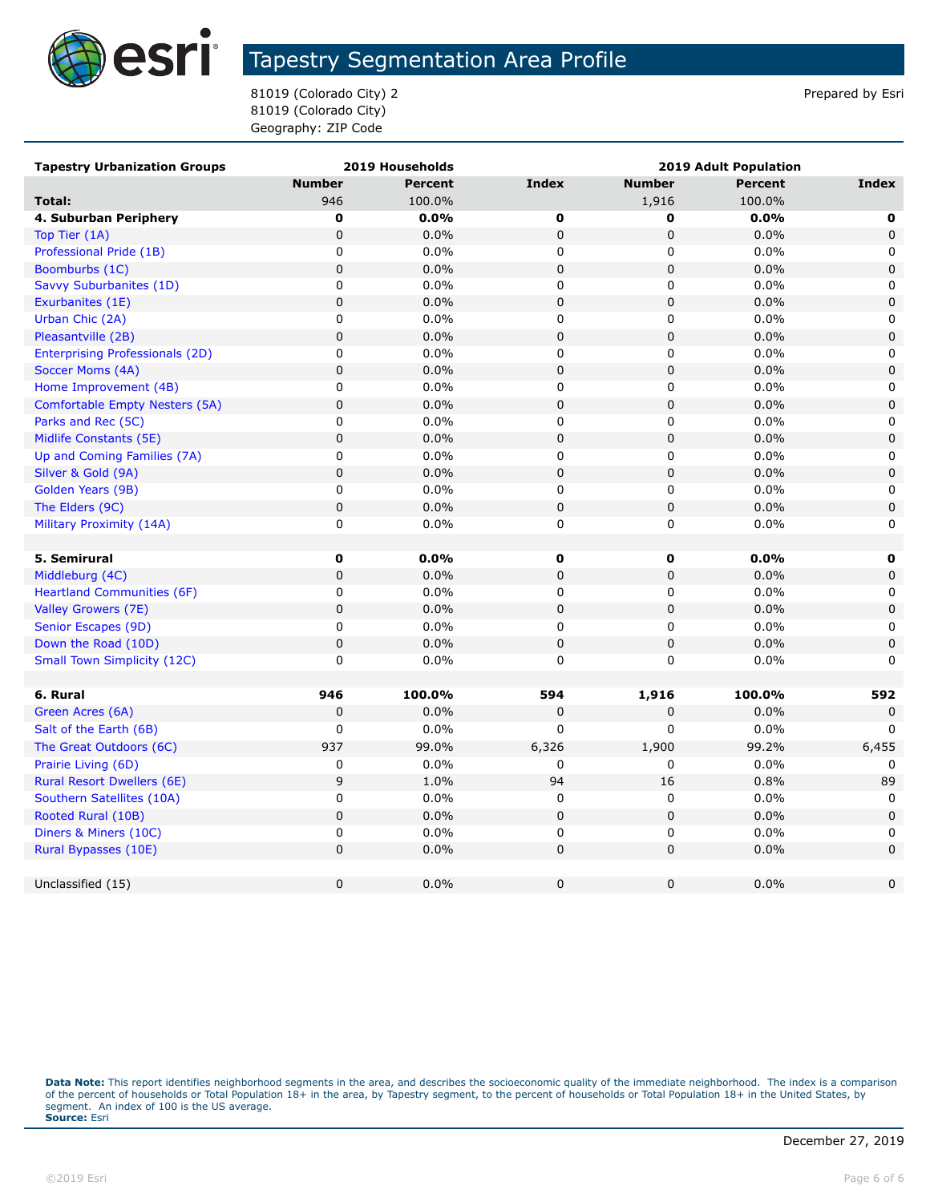# Tapestry Segmentation Area Profile

81019 (Colorado City) 2
81019 (Colorado City)
Geography: ZIP Code

Prepared by Esri

| Tapestry Urbanization Groups | 2019 Households | | | 2019 Adult Population | | |
|---|---|---|---|---|---|---|
| | Number | Percent | Index | Number | Percent | Index |
| **Total:** | 946 | 100.0% | | 1,916 | 100.0% | |
| **4. Suburban Periphery** | **0** | **0.0%** | **0** | **0** | **0.0%** | **0** |
| Top Tier (1A) | 0 | 0.0% | 0 | 0 | 0.0% | 0 |
| Professional Pride (1B) | 0 | 0.0% | 0 | 0 | 0.0% | 0 |
| Boomburbs (1C) | 0 | 0.0% | 0 | 0 | 0.0% | 0 |
| Savvy Suburbanites (1D) | 0 | 0.0% | 0 | 0 | 0.0% | 0 |
| Exurbanites (1E) | 0 | 0.0% | 0 | 0 | 0.0% | 0 |
| Urban Chic (2A) | 0 | 0.0% | 0 | 0 | 0.0% | 0 |
| Pleasantville (2B) | 0 | 0.0% | 0 | 0 | 0.0% | 0 |
| Enterprising Professionals (2D) | 0 | 0.0% | 0 | 0 | 0.0% | 0 |
| Soccer Moms (4A) | 0 | 0.0% | 0 | 0 | 0.0% | 0 |
| Home Improvement (4B) | 0 | 0.0% | 0 | 0 | 0.0% | 0 |
| Comfortable Empty Nesters (5A) | 0 | 0.0% | 0 | 0 | 0.0% | 0 |
| Parks and Rec (5C) | 0 | 0.0% | 0 | 0 | 0.0% | 0 |
| Midlife Constants (5E) | 0 | 0.0% | 0 | 0 | 0.0% | 0 |
| Up and Coming Families (7A) | 0 | 0.0% | 0 | 0 | 0.0% | 0 |
| Silver & Gold (9A) | 0 | 0.0% | 0 | 0 | 0.0% | 0 |
| Golden Years (9B) | 0 | 0.0% | 0 | 0 | 0.0% | 0 |
| The Elders (9C) | 0 | 0.0% | 0 | 0 | 0.0% | 0 |
| Military Proximity (14A) | 0 | 0.0% | 0 | 0 | 0.0% | 0 |
| | | | | | | |
| **5. Semirural** | **0** | **0.0%** | **0** | **0** | **0.0%** | **0** |
| Middleburg (4C) | 0 | 0.0% | 0 | 0 | 0.0% | 0 |
| Heartland Communities (6F) | 0 | 0.0% | 0 | 0 | 0.0% | 0 |
| Valley Growers (7E) | 0 | 0.0% | 0 | 0 | 0.0% | 0 |
| Senior Escapes (9D) | 0 | 0.0% | 0 | 0 | 0.0% | 0 |
| Down the Road (10D) | 0 | 0.0% | 0 | 0 | 0.0% | 0 |
| Small Town Simplicity (12C) | 0 | 0.0% | 0 | 0 | 0.0% | 0 |
| | | | | | | |
| **6. Rural** | **946** | **100.0%** | **594** | **1,916** | **100.0%** | **592** |
| Green Acres (6A) | 0 | 0.0% | 0 | 0 | 0.0% | 0 |
| Salt of the Earth (6B) | 0 | 0.0% | 0 | 0 | 0.0% | 0 |
| The Great Outdoors (6C) | 937 | 99.0% | 6,326 | 1,900 | 99.2% | 6,455 |
| Prairie Living (6D) | 0 | 0.0% | 0 | 0 | 0.0% | 0 |
| Rural Resort Dwellers (6E) | 9 | 1.0% | 94 | 16 | 0.8% | 89 |
| Southern Satellites (10A) | 0 | 0.0% | 0 | 0 | 0.0% | 0 |
| Rooted Rural (10B) | 0 | 0.0% | 0 | 0 | 0.0% | 0 |
| Diners & Miners (10C) | 0 | 0.0% | 0 | 0 | 0.0% | 0 |
| Rural Bypasses (10E) | 0 | 0.0% | 0 | 0 | 0.0% | 0 |
| | | | | | | |
| Unclassified (15) | 0 | 0.0% | 0 | 0 | 0.0% | 0 |

**Data Note:** This report identifies neighborhood segments in the area, and describes the socioeconomic quality of the immediate neighborhood. The index is a comparison of the percent of households or Total Population 18+ in the area, by Tapestry segment, to the percent of households or Total Population 18+ in the United States, by segment. An index of 100 is the US average.
**Source:** Esri

December 27, 2019